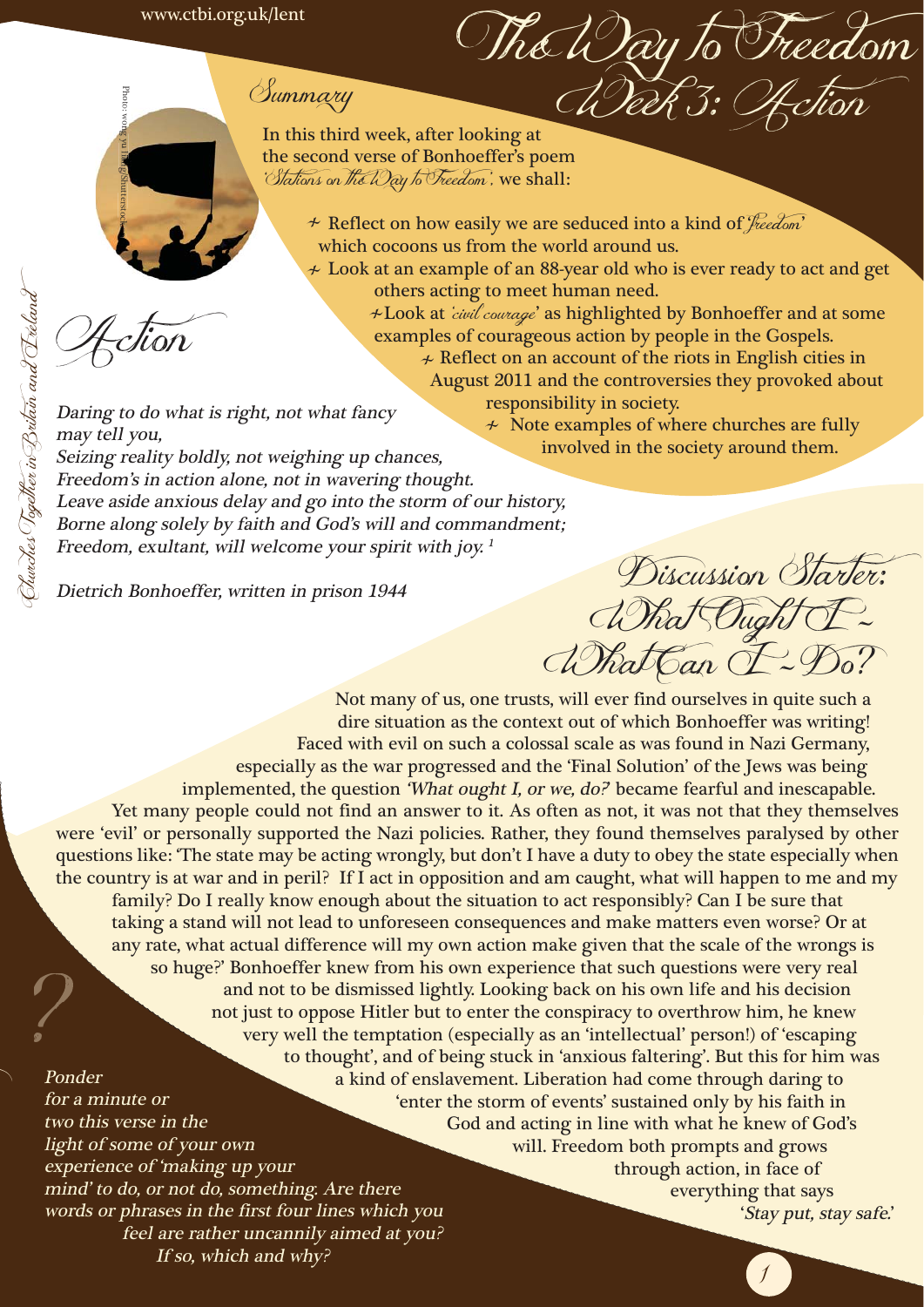# The Way to Freedom

## Week 3: Action

### Summary

In this third week, after looking at the second verse of Bonhoeffer's poem *'Stations on the Way to Freedom'*, we shall:

- Reflect on how easily we are seduced into a kind of *'freedom'* which cocoons us from the world around us.
- Look at an example of an 88-year old who is ever ready to act and get others acting to meet human need.
- Look at *'civil courage'* as highlighted by Bonhoeffer and at some examples of courageous action by people in the Gospels.
- Reflect on an account of the riots in English cities in August 2011 and the controversies they provoked about responsibility in society.
- Note examples of where churches are fully involved in the society around them.

## Action

*Daring to do what is right, not what fancy may tell you,*
*Seizing reality boldly, not weighing up chances,*
*Freedom's in action alone, not in wavering thought.*
*Leave aside anxious delay and go into the storm of our history,*
*Borne along solely by faith and God's will and commandment;*
*Freedom, exultant, will welcome your spirit with joy.* [1]

*Dietrich Bonhoeffer, written in prison 1944*

## Discussion Starter: What Ought I – What Can I – Do?

Not many of us, one trusts, will ever find ourselves in quite such a dire situation as the context out of which Bonhoeffer was writing! Faced with evil on such a colossal scale as was found in Nazi Germany, especially as the war progressed and the 'Final Solution' of the Jews was being implemented, the question *'What ought I, or we, do?'* became fearful and inescapable. Yet many people could not find an answer to it. As often as not, it was not that they themselves were 'evil' or personally supported the Nazi policies. Rather, they found themselves paralysed by other questions like: 'The state may be acting wrongly, but don't I have a duty to obey the state especially when the country is at war and in peril? If I act in opposition and am caught, what will happen to me and my family? Do I really know enough about the situation to act responsibly? Can I be sure that taking a stand will not lead to unforeseen consequences and make matters even worse? Or at any rate, what actual difference will my own action make given that the scale of the wrongs is so huge?' Bonhoeffer knew from his own experience that such questions were very real and not to be dismissed lightly. Looking back on his own life and his decision not just to oppose Hitler but to enter the conspiracy to overthrow him, he knew very well the temptation (especially as an 'intellectual' person!) of 'escaping to thought', and of being stuck in 'anxious faltering'. But this for him was a kind of enslavement. Liberation had come through daring to 'enter the storm of events' sustained only by his faith in God and acting in line with what he knew of God's will. Freedom both prompts and grows through action, in face of everything that says *'Stay put, stay safe.'*

*Ponder for a minute or two this verse in the light of some of your own experience of 'making up your mind' to do, or not do, something. Are there words or phrases in the first four lines which you feel are rather uncannily aimed at you? If so, which and why?*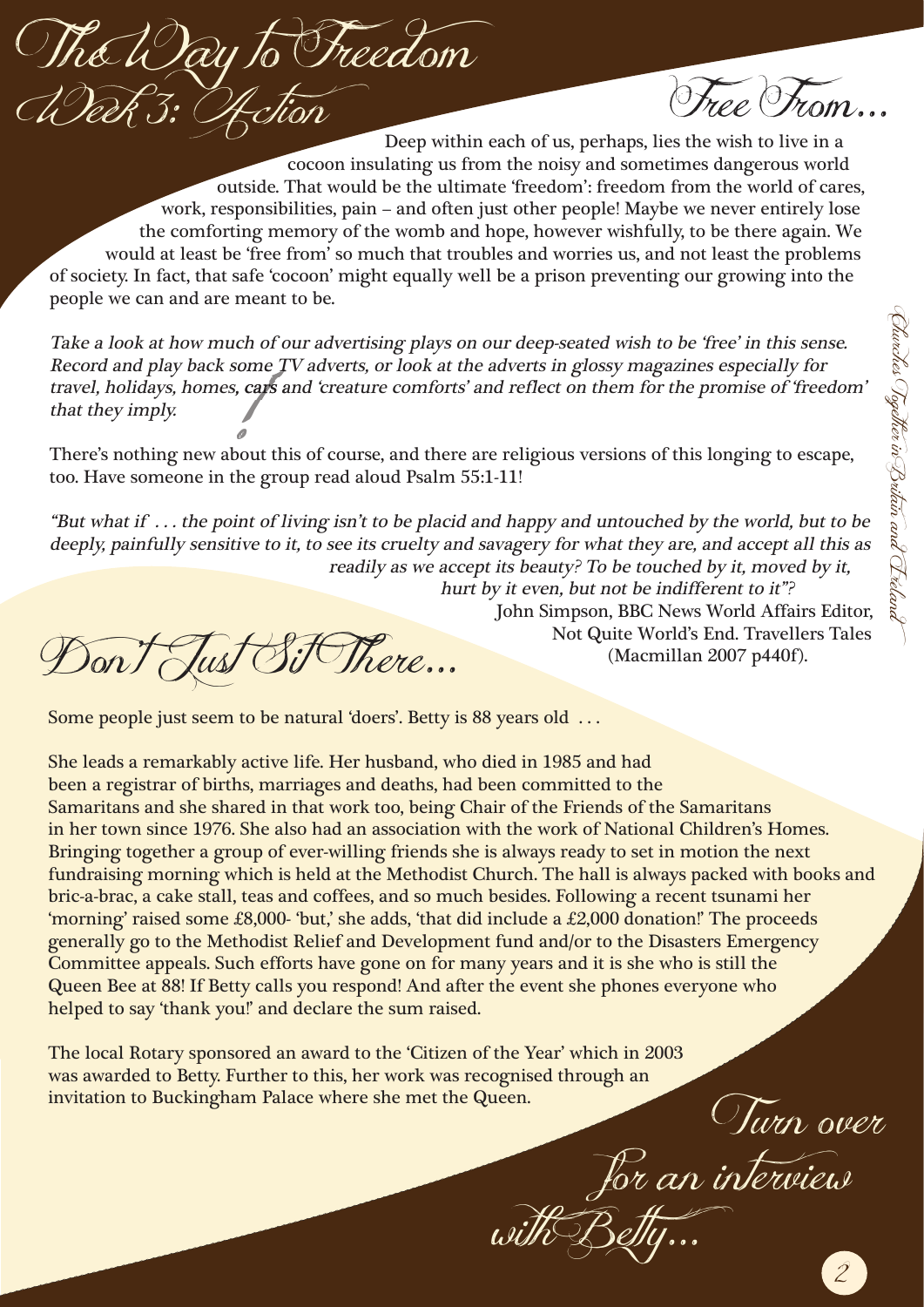# The Way to Freedom
## Week 3: Action

## Free From...

Deep within each of us, perhaps, lies the wish to live in a cocoon insulating us from the noisy and sometimes dangerous world outside. That would be the ultimate 'freedom': freedom from the world of cares, work, responsibilities, pain – and often just other people! Maybe we never entirely lose the comforting memory of the womb and hope, however wishfully, to be there again. We would at least be 'free from' so much that troubles and worries us, and not least the problems of society. In fact, that safe 'cocoon' might equally well be a prison preventing our growing into the people we can and are meant to be.

*Take a look at how much of our advertising plays on our deep-seated wish to be 'free' in this sense. Record and play back some TV adverts, or look at the adverts in glossy magazines especially for travel, holidays, homes, cars and 'creature comforts' and reflect on them for the promise of 'freedom' that they imply.*

There's nothing new about this of course, and there are religious versions of this longing to escape, too. Have someone in the group read aloud Psalm 55:1-11!

*"But what if ... the point of living isn't to be placid and happy and untouched by the world, but to be deeply, painfully sensitive to it, to see its cruelty and savagery for what they are, and accept all this as readily as we accept its beauty? To be touched by it, moved by it, hurt by it even, but not be indifferent to it"?*

John Simpson, BBC News World Affairs Editor, Not Quite World's End. Travellers Tales (Macmillan 2007 p440f).

## Don't Just Sit There...

Some people just seem to be natural 'doers'. Betty is 88 years old ...

She leads a remarkably active life. Her husband, who died in 1985 and had been a registrar of births, marriages and deaths, had been committed to the Samaritans and she shared in that work too, being Chair of the Friends of the Samaritans in her town since 1976. She also had an association with the work of National Children's Homes. Bringing together a group of ever-willing friends she is always ready to set in motion the next fundraising morning which is held at the Methodist Church. The hall is always packed with books and bric-a-brac, a cake stall, teas and coffees, and so much besides. Following a recent tsunami her 'morning' raised some £8,000- 'but,' she adds, 'that did include a £2,000 donation!' The proceeds generally go to the Methodist Relief and Development fund and/or to the Disasters Emergency Committee appeals. Such efforts have gone on for many years and it is she who is still the Queen Bee at 88! If Betty calls you respond! And after the event she phones everyone who helped to say 'thank you!' and declare the sum raised.

The local Rotary sponsored an award to the 'Citizen of the Year' which in 2003 was awarded to Betty. Further to this, her work was recognised through an invitation to Buckingham Palace where she met the Queen.

*Turn over for an interview with Betty...*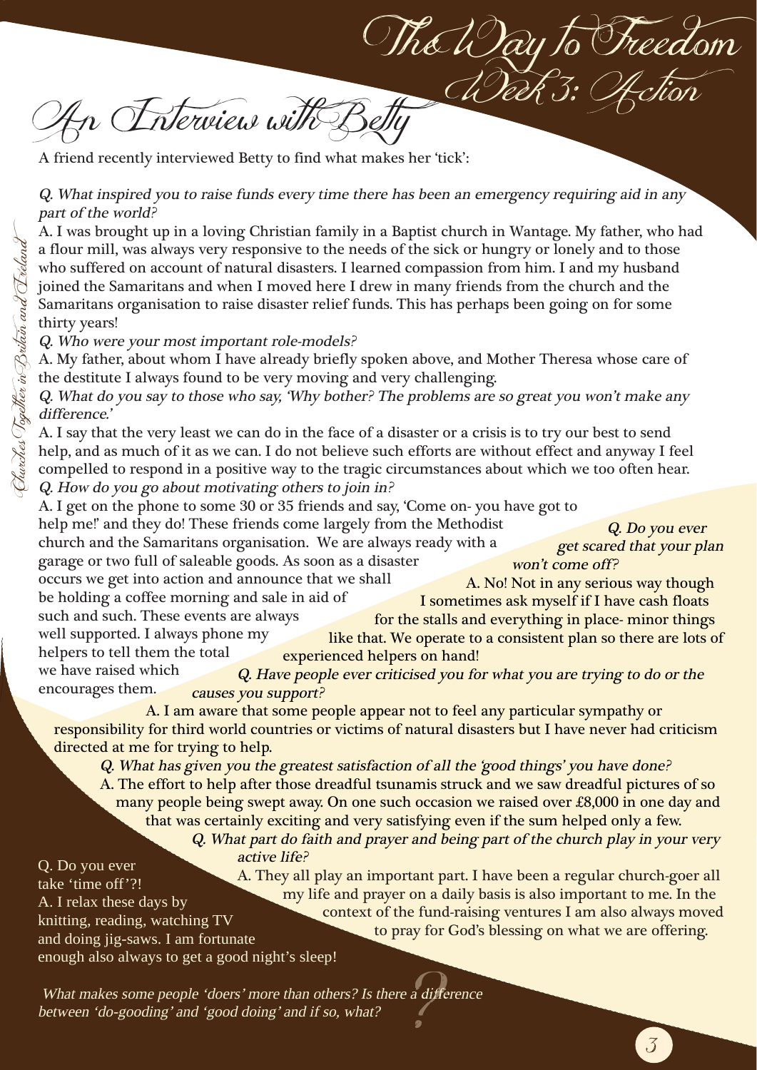# An Interview with Betty

A friend recently interviewed Betty to find what makes her 'tick':

*Q. What inspired you to raise funds every time there has been an emergency requiring aid in any part of the world?*

A. I was brought up in a loving Christian family in a Baptist church in Wantage. My father, who had a flour mill, was always very responsive to the needs of the sick or hungry or lonely and to those who suffered on account of natural disasters. I learned compassion from him. I and my husband joined the Samaritans and when I moved here I drew in many friends from the church and the Samaritans organisation to raise disaster relief funds. This has perhaps been going on for some thirty years!

*Q. Who were your most important role-models?*

A. My father, about whom I have already briefly spoken above, and Mother Theresa whose care of the destitute I always found to be very moving and very challenging.

*Q. What do you say to those who say, 'Why bother? The problems are so great you won't make any difference.'*

A. I say that the very least we can do in the face of a disaster or a crisis is to try our best to send help, and as much of it as we can. I do not believe such efforts are without effect and anyway I feel compelled to respond in a positive way to the tragic circumstances about which we too often hear.

*Q. How do you go about motivating others to join in?*

A. I get on the phone to some 30 or 35 friends and say, 'Come on- you have got to help me!' and they do! These friends come largely from the Methodist church and the Samaritans organisation. We are always ready with a garage or two full of saleable goods. As soon as a disaster occurs we get into action and announce that we shall be holding a coffee morning and sale in aid of such and such. These events are always well supported. I always phone my helpers to tell them the total we have raised which encourages them.

*Q. Do you ever get scared that your plan won't come off?*

A. No! Not in any serious way though I sometimes ask myself if I have cash floats for the stalls and everything in place- minor things like that. We operate to a consistent plan so there are lots of experienced helpers on hand!

*Q. Have people ever criticised you for what you are trying to do or the causes you support?*

A. I am aware that some people appear not to feel any particular sympathy or responsibility for third world countries or victims of natural disasters but I have never had criticism directed at me for trying to help.

*Q. What has given you the greatest satisfaction of all the 'good things' you have done?*

A. The effort to help after those dreadful tsunamis struck and we saw dreadful pictures of so many people being swept away. On one such occasion we raised over £8,000 in one day and that was certainly exciting and very satisfying even if the sum helped only a few.

*Q. What part do faith and prayer and being part of the church play in your very active life?*

A. They all play an important part. I have been a regular church-goer all my life and prayer on a daily basis is also important to me. In the context of the fund-raising ventures I am also always moved to pray for God's blessing on what we are offering.

Q. Do you ever take 'time off'?!

A. I relax these days by knitting, reading, watching TV and doing jig-saws. I am fortunate enough also always to get a good night's sleep!

*What makes some people 'doers' more than others? Is there a difference between 'do-gooding' and 'good doing' and if so, what?*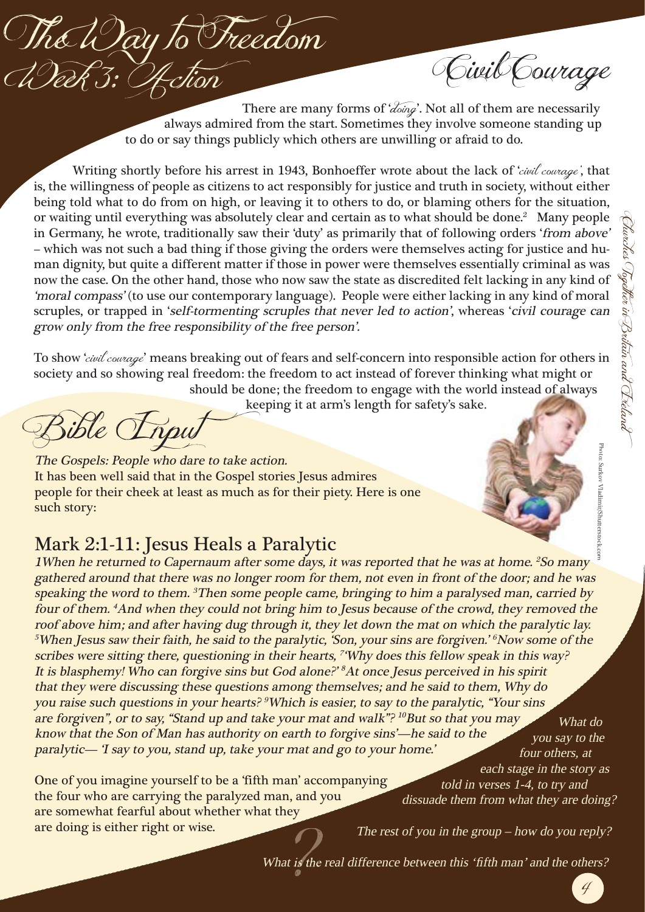# The Way to Freedom
## Week 3: Action

## Civil Courage

There are many forms of '*doing*'. Not all of them are necessarily always admired from the start. Sometimes they involve someone standing up to do or say things publicly which others are unwilling or afraid to do.

Writing shortly before his arrest in 1943, Bonhoeffer wrote about the lack of '*civil courage*', that is, the willingness of people as citizens to act responsibly for justice and truth in society, without either being told what to do from on high, or leaving it to others to do, or blaming others for the situation, or waiting until everything was absolutely clear and certain as to what should be done.[2] Many people in Germany, he wrote, traditionally saw their 'duty' as primarily that of following orders '*from above*' – which was not such a bad thing if those giving the orders were themselves acting for justice and human dignity, but quite a different matter if those in power were themselves essentially criminal as was now the case. On the other hand, those who now saw the state as discredited felt lacking in any kind of *'moral compass'* (to use our contemporary language). People were either lacking in any kind of moral scruples, or trapped in '*self-tormenting scruples that never led to action*', whereas '*civil courage can grow only from the free responsibility of the free person*'.

To show '*civil courage*' means breaking out of fears and self-concern into responsible action for others in society and so showing real freedom: the freedom to act instead of forever thinking what might or should be done; the freedom to engage with the world instead of always keeping it at arm's length for safety's sake.

## Bible Input

***The Gospels: People who dare to take action.***
It has been well said that in the Gospel stories Jesus admires people for their cheek at least as much as for their piety. Here is one such story:

## Mark 2:1-11: Jesus Heals a Paralytic

*1When he returned to Capernaum after some days, it was reported that he was at home. 2So many gathered around that there was no longer room for them, not even in front of the door; and he was speaking the word to them. 3Then some people came, bringing to him a paralysed man, carried by four of them. 4And when they could not bring him to Jesus because of the crowd, they removed the roof above him; and after having dug through it, they let down the mat on which the paralytic lay. 5When Jesus saw their faith, he said to the paralytic, 'Son, your sins are forgiven.' 6Now some of the scribes were sitting there, questioning in their hearts, 7'Why does this fellow speak in this way? It is blasphemy! Who can forgive sins but God alone?' 8At once Jesus perceived in his spirit that they were discussing these questions among themselves; and he said to them, Why do you raise such questions in your hearts? 9Which is easier, to say to the paralytic, "Your sins are forgiven", or to say, "Stand up and take your mat and walk"? 10But so that you may know that the Son of Man has authority on earth to forgive sins'—he said to the paralytic— 'I say to you, stand up, take your mat and go to your home.'*

One of you imagine yourself to be a 'fifth man' accompanying the four who are carrying the paralyzed man, and you are somewhat fearful about whether what they are doing is either right or wise.

*What do you say to the four others, at each stage in the story as told in verses 1-4, to try and dissuade them from what they are doing?*

*The rest of you in the group – how do you reply?*

*What is the real difference between this 'fifth man' and the others?*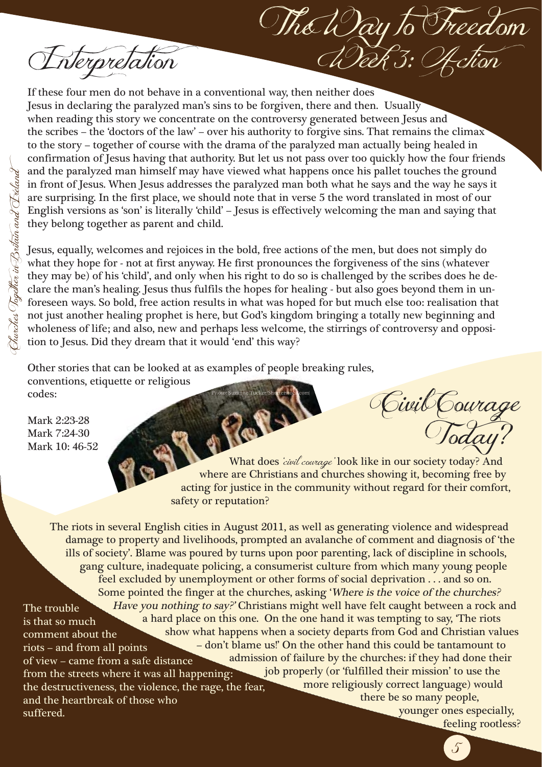# The Way to Freedom
## Week 3: Action

## Interpretation

If these four men do not behave in a conventional way, then neither does Jesus in declaring the paralyzed man's sins to be forgiven, there and then. Usually when reading this story we concentrate on the controversy generated between Jesus and the scribes – the 'doctors of the law' – over his authority to forgive sins. That remains the climax to the story – together of course with the drama of the paralyzed man actually being healed in confirmation of Jesus having that authority. But let us not pass over too quickly how the four friends and the paralyzed man himself may have viewed what happens once his pallet touches the ground in front of Jesus. When Jesus addresses the paralyzed man both what he says and the way he says it are surprising. In the first place, we should note that in verse 5 the word translated in most of our English versions as 'son' is literally 'child' – Jesus is effectively welcoming the man and saying that they belong together as parent and child.

Jesus, equally, welcomes and rejoices in the bold, free actions of the men, but does not simply do what they hope for - not at first anyway. He first pronounces the forgiveness of the sins (whatever they may be) of his 'child', and only when his right to do so is challenged by the scribes does he declare the man's healing. Jesus thus fulfils the hopes for healing - but also goes beyond them in unforeseen ways. So bold, free action results in what was hoped for but much else too: realisation that not just another healing prophet is here, but God's kingdom bringing a totally new beginning and wholeness of life; and also, new and perhaps less welcome, the stirrings of controversy and opposition to Jesus. Did they dream that it would 'end' this way?

Other stories that can be looked at as examples of people breaking rules, conventions, etiquette or religious codes:

Mark 2:23-28
Mark 7:24-30
Mark 10: 46-52

Photo: Suzanne Tucker/Shutterstock.com

## Civil Courage Today?

What does *'civil courage'* look like in our society today? And where are Christians and churches showing it, becoming free by acting for justice in the community without regard for their comfort, safety or reputation?

The riots in several English cities in August 2011, as well as generating violence and widespread damage to property and livelihoods, prompted an avalanche of comment and diagnosis of 'the ills of society'. Blame was poured by turns upon poor parenting, lack of discipline in schools, gang culture, inadequate policing, a consumerist culture from which many young people feel excluded by unemployment or other forms of social deprivation . . . and so on. Some pointed the finger at the churches, asking '*Where is the voice of the churches? Have you nothing to say?*' Christians might well have felt caught between a rock and a hard place on this one. On the one hand it was tempting to say, 'The riots show what happens when a society departs from God and Christian values – don't blame us!' On the other hand this could be tantamount to admission of failure by the churches: if they had done their job properly (or 'fulfilled their mission' to use the more religiously correct language) would there be so many people, younger ones especially, feeling rootless?

The trouble is that so much comment about the riots – and from all points of view – came from a safe distance from the streets where it was all happening: the destructiveness, the violence, the rage, the fear, and the heartbreak of those who suffered.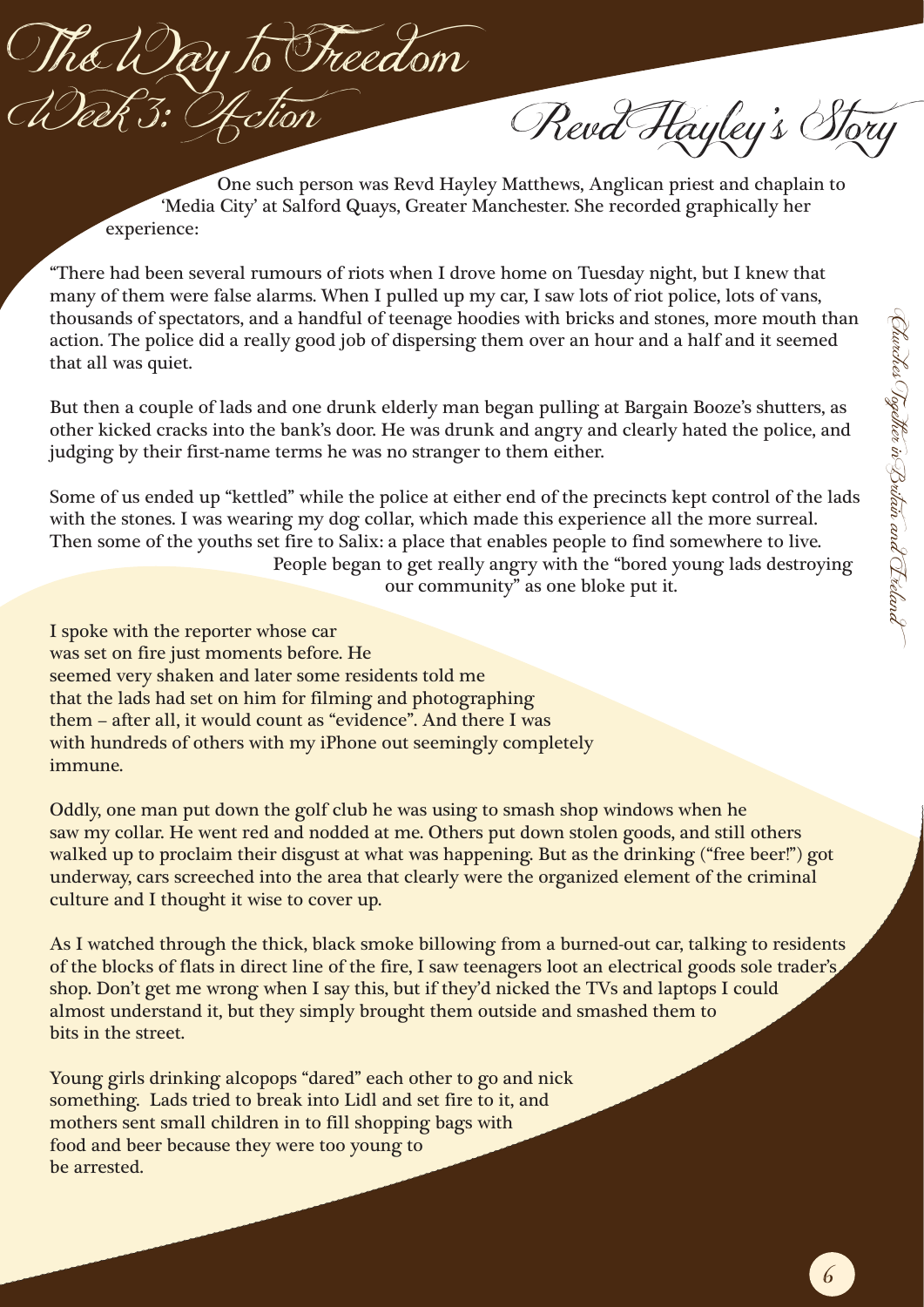# The Way to Freedom

## Week 3: Action

## Revd Hayley's Story

One such person was Revd Hayley Matthews, Anglican priest and chaplain to 'Media City' at Salford Quays, Greater Manchester. She recorded graphically her experience:

"There had been several rumours of riots when I drove home on Tuesday night, but I knew that many of them were false alarms. When I pulled up my car, I saw lots of riot police, lots of vans, thousands of spectators, and a handful of teenage hoodies with bricks and stones, more mouth than action. The police did a really good job of dispersing them over an hour and a half and it seemed that all was quiet.

But then a couple of lads and one drunk elderly man began pulling at Bargain Booze's shutters, as other kicked cracks into the bank's door. He was drunk and angry and clearly hated the police, and judging by their first-name terms he was no stranger to them either.

Some of us ended up "kettled" while the police at either end of the precincts kept control of the lads with the stones. I was wearing my dog collar, which made this experience all the more surreal. Then some of the youths set fire to Salix: a place that enables people to find somewhere to live. People began to get really angry with the "bored young lads destroying our community" as one bloke put it.

I spoke with the reporter whose car was set on fire just moments before. He seemed very shaken and later some residents told me that the lads had set on him for filming and photographing them – after all, it would count as "evidence". And there I was with hundreds of others with my iPhone out seemingly completely immune.

Oddly, one man put down the golf club he was using to smash shop windows when he saw my collar. He went red and nodded at me. Others put down stolen goods, and still others walked up to proclaim their disgust at what was happening. But as the drinking ("free beer!") got underway, cars screeched into the area that clearly were the organized element of the criminal culture and I thought it wise to cover up.

As I watched through the thick, black smoke billowing from a burned-out car, talking to residents of the blocks of flats in direct line of the fire, I saw teenagers loot an electrical goods sole trader's shop. Don't get me wrong when I say this, but if they'd nicked the TVs and laptops I could almost understand it, but they simply brought them outside and smashed them to bits in the street.

Young girls drinking alcopops "dared" each other to go and nick something. Lads tried to break into Lidl and set fire to it, and mothers sent small children in to fill shopping bags with food and beer because they were too young to be arrested.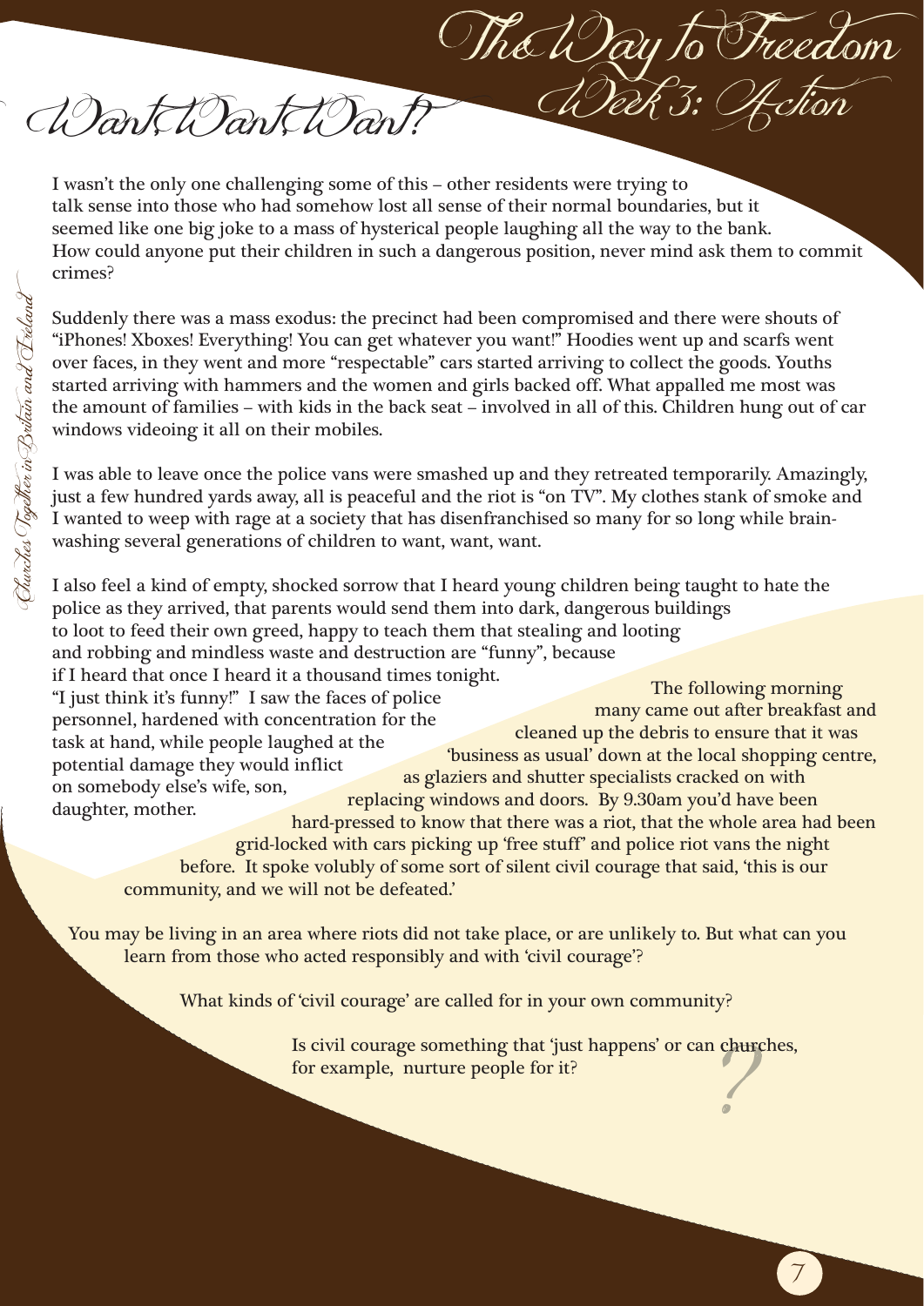# Want, Want, Want?

I wasn't the only one challenging some of this – other residents were trying to talk sense into those who had somehow lost all sense of their normal boundaries, but it seemed like one big joke to a mass of hysterical people laughing all the way to the bank. How could anyone put their children in such a dangerous position, never mind ask them to commit crimes?

Suddenly there was a mass exodus: the precinct had been compromised and there were shouts of "iPhones! Xboxes! Everything! You can get whatever you want!" Hoodies went up and scarfs went over faces, in they went and more "respectable" cars started arriving to collect the goods. Youths started arriving with hammers and the women and girls backed off. What appalled me most was the amount of families – with kids in the back seat – involved in all of this. Children hung out of car windows videoing it all on their mobiles.

I was able to leave once the police vans were smashed up and they retreated temporarily. Amazingly, just a few hundred yards away, all is peaceful and the riot is "on TV". My clothes stank of smoke and I wanted to weep with rage at a society that has disenfranchised so many for so long while brain-washing several generations of children to want, want, want.

I also feel a kind of empty, shocked sorrow that I heard young children being taught to hate the police as they arrived, that parents would send them into dark, dangerous buildings to loot to feed their own greed, happy to teach them that stealing and looting and robbing and mindless waste and destruction are "funny", because if I heard that once I heard it a thousand times tonight. "I just think it's funny!" I saw the faces of police personnel, hardened with concentration for the task at hand, while people laughed at the potential damage they would inflict on somebody else's wife, son, daughter, mother.

The following morning many came out after breakfast and cleaned up the debris to ensure that it was 'business as usual' down at the local shopping centre, as glaziers and shutter specialists cracked on with replacing windows and doors. By 9.30am you'd have been hard-pressed to know that there was a riot, that the whole area had been grid-locked with cars picking up 'free stuff' and police riot vans the night before. It spoke volubly of some sort of silent civil courage that said, 'this is our community, and we will not be defeated.'

You may be living in an area where riots did not take place, or are unlikely to. But what can you learn from those who acted responsibly and with 'civil courage'?

What kinds of 'civil courage' are called for in your own community?

Is civil courage something that 'just happens' or can churches, for example, nurture people for it?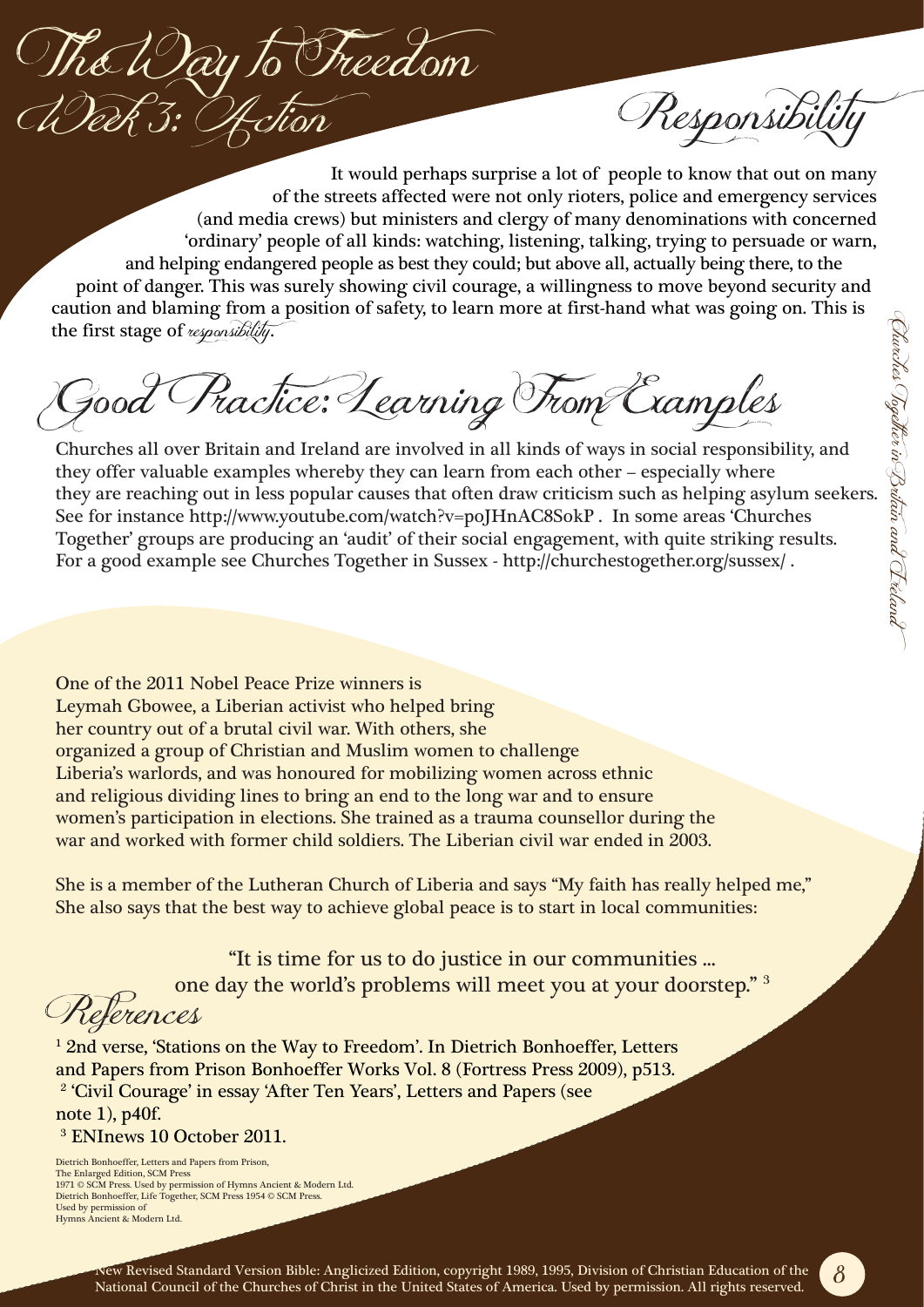# The Way to Freedom
## Week 3: Action

## Responsibility

It would perhaps surprise a lot of people to know that out on many of the streets affected were not only rioters, police and emergency services (and media crews) but ministers and clergy of many denominations with concerned 'ordinary' people of all kinds: watching, listening, talking, trying to persuade or warn, and helping endangered people as best they could; but above all, actually being there, to the point of danger. This was surely showing civil courage, a willingness to move beyond security and caution and blaming from a position of safety, to learn more at first-hand what was going on. This is the first stage of *responsibility*.

## Good Practice: Learning From Examples

Churches all over Britain and Ireland are involved in all kinds of ways in social responsibility, and they offer valuable examples whereby they can learn from each other – especially where they are reaching out in less popular causes that often draw criticism such as helping asylum seekers. See for instance http://www.youtube.com/watch?v=poJHnAC8SokP . In some areas 'Churches Together' groups are producing an 'audit' of their social engagement, with quite striking results. For a good example see Churches Together in Sussex - http://churchestogether.org/sussex/ .

One of the 2011 Nobel Peace Prize winners is Leymah Gbowee, a Liberian activist who helped bring her country out of a brutal civil war. With others, she organized a group of Christian and Muslim women to challenge Liberia's warlords, and was honoured for mobilizing women across ethnic and religious dividing lines to bring an end to the long war and to ensure women's participation in elections. She trained as a trauma counsellor during the war and worked with former child soldiers. The Liberian civil war ended in 2003.

She is a member of the Lutheran Church of Liberia and says "My faith has really helped me," She also says that the best way to achieve global peace is to start in local communities:

> "It is time for us to do justice in our communities ... one day the world's problems will meet you at your doorstep." [3]

## References

[1] 2nd verse, 'Stations on the Way to Freedom'. In Dietrich Bonhoeffer, Letters and Papers from Prison Bonhoeffer Works Vol. 8 (Fortress Press 2009), p513.
[2] 'Civil Courage' in essay 'After Ten Years', Letters and Papers (see note 1), p40f.
[3] ENInews 10 October 2011.

Dietrich Bonhoeffer, Letters and Papers from Prison, The Enlarged Edition, SCM Press 1971 © SCM Press. Used by permission of Hymns Ancient & Modern Ltd. Dietrich Bonhoeffer, Life Together, SCM Press 1954 © SCM Press. Used by permission of Hymns Ancient & Modern Ltd.

New Revised Standard Version Bible: Anglicized Edition, copyright 1989, 1995, Division of Christian Education of the National Council of the Churches of Christ in the United States of America. Used by permission. All rights reserved.